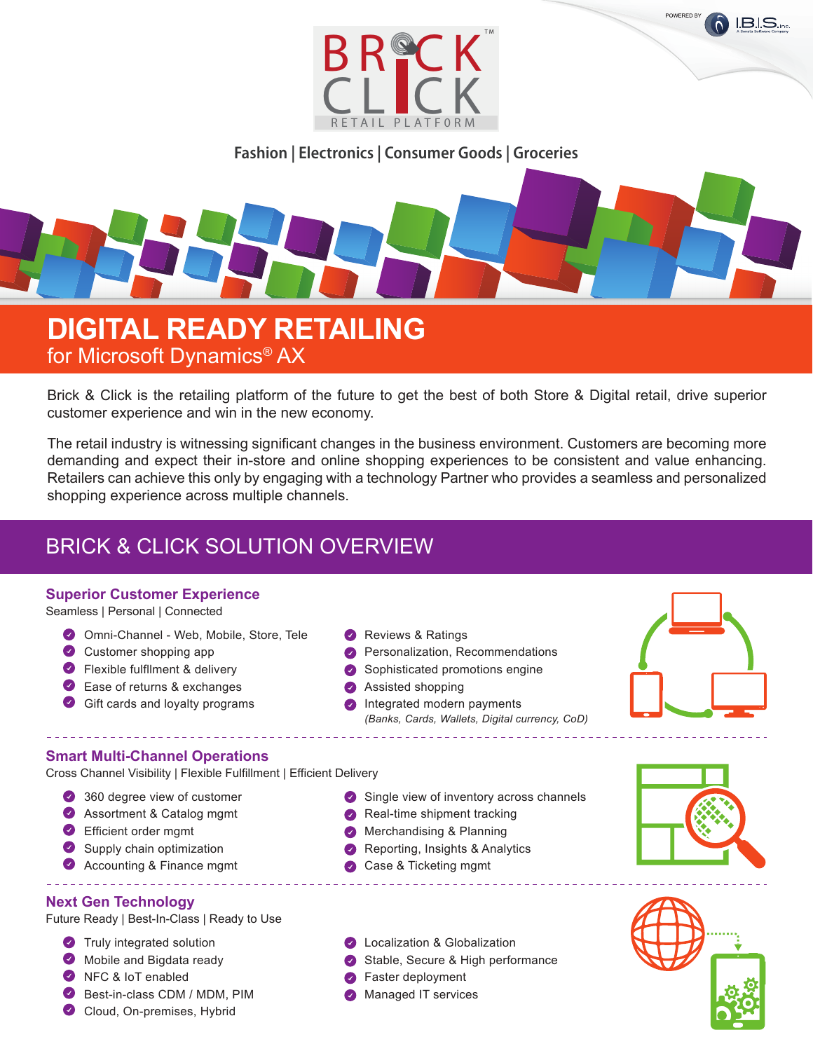POWERED BY I.B.I.S. Inc.

BRICK CLICK™ RETAIL PLATFORM

Fashion | Electronics | Consumer Goods | Groceries

# DIGITAL READY RETAILING
for Microsoft Dynamics® AX

Brick & Click is the retailing platform of the future to get the best of both Store & Digital retail, drive superior customer experience and win in the new economy.

The retail industry is witnessing significant changes in the business environment. Customers are becoming more demanding and expect their in-store and online shopping experiences to be consistent and value enhancing. Retailers can achieve this only by engaging with a technology Partner who provides a seamless and personalized shopping experience across multiple channels.

## BRICK & CLICK SOLUTION OVERVIEW

### Superior Customer Experience
Seamless | Personal | Connected

- Omni-Channel - Web, Mobile, Store, Tele
- Customer shopping app
- Flexible fulfillment & delivery
- Ease of returns & exchanges
- Gift cards and loyalty programs
- Reviews & Ratings
- Personalization, Recommendations
- Sophisticated promotions engine
- Assisted shopping
- Integrated modern payments
  *(Banks, Cards, Wallets, Digital currency, CoD)*

### Smart Multi-Channel Operations
Cross Channel Visibility | Flexible Fulfillment | Efficient Delivery

- 360 degree view of customer
- Assortment & Catalog mgmt
- Efficient order mgmt
- Supply chain optimization
- Accounting & Finance mgmt
- Single view of inventory across channels
- Real-time shipment tracking
- Merchandising & Planning
- Reporting, Insights & Analytics
- Case & Ticketing mgmt

### Next Gen Technology
Future Ready | Best-In-Class | Ready to Use

- Truly integrated solution
- Mobile and Bigdata ready
- NFC & IoT enabled
- Best-in-class CDM / MDM, PIM
- Cloud, On-premises, Hybrid
- Localization & Globalization
- Stable, Secure & High performance
- Faster deployment
- Managed IT services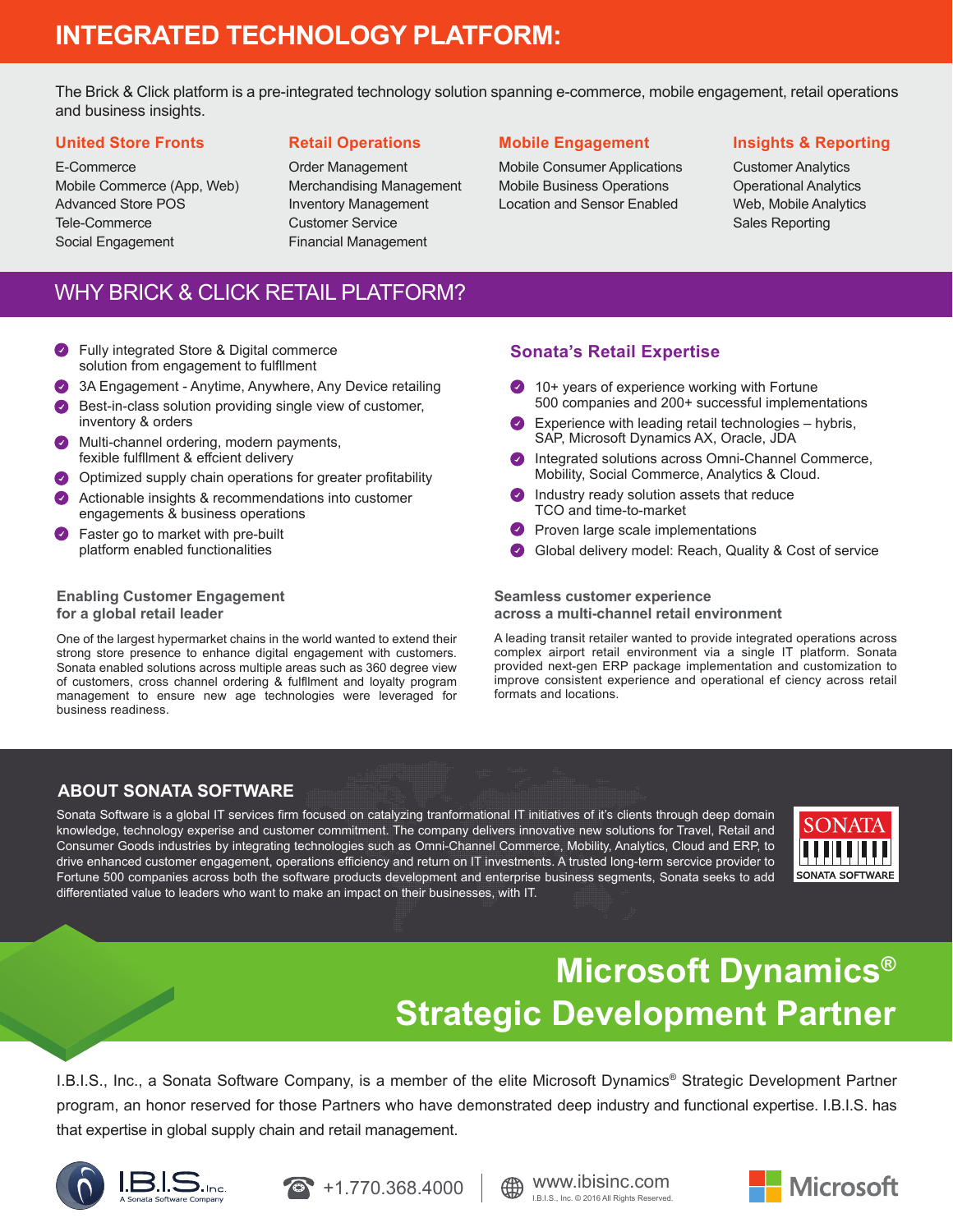# INTEGRATED TECHNOLOGY PLATFORM:

The Brick & Click platform is a pre-integrated technology solution spanning e-commerce, mobile engagement, retail operations and business insights.

### United Store Fronts

E-Commerce
Mobile Commerce (App, Web)
Advanced Store POS
Tele-Commerce
Social Engagement

### Retail Operations

Order Management
Merchandising Management
Inventory Management
Customer Service
Financial Management

### Mobile Engagement

Mobile Consumer Applications
Mobile Business Operations
Location and Sensor Enabled

### Insights & Reporting

Customer Analytics
Operational Analytics
Web, Mobile Analytics
Sales Reporting

# WHY BRICK & CLICK RETAIL PLATFORM?

- Fully integrated Store & Digital commerce solution from engagement to fulfillment
- 3A Engagement - Anytime, Anywhere, Any Device retailing
- Best-in-class solution providing single view of customer, inventory & orders
- Multi-channel ordering, modern payments, fexible fulfillment & effcient delivery
- Optimized supply chain operations for greater profitability
- Actionable insights & recommendations into customer engagements & business operations
- Faster go to market with pre-built platform enabled functionalities

### Sonata's Retail Expertise

- 10+ years of experience working with Fortune 500 companies and 200+ successful implementations
- Experience with leading retail technologies – hybris, SAP, Microsoft Dynamics AX, Oracle, JDA
- Integrated solutions across Omni-Channel Commerce, Mobility, Social Commerce, Analytics & Cloud.
- Industry ready solution assets that reduce TCO and time-to-market
- Proven large scale implementations
- Global delivery model: Reach, Quality & Cost of service

### Enabling Customer Engagement for a global retail leader

One of the largest hypermarket chains in the world wanted to extend their strong store presence to enhance digital engagement with customers. Sonata enabled solutions across multiple areas such as 360 degree view of customers, cross channel ordering & fulfillment and loyalty program management to ensure new age technologies were leveraged for business readiness.

### Seamless customer experience across a multi-channel retail environment

A leading transit retailer wanted to provide integrated operations across complex airport retail environment via a single IT platform. Sonata provided next-gen ERP package implementation and customization to improve consistent experience and operational ef ciency across retail formats and locations.

## ABOUT SONATA SOFTWARE

Sonata Software is a global IT services firm focused on catalyzing tranformational IT initiatives of it's clients through deep domain knowledge, technology experise and customer commitment. The company delivers innovative new solutions for Travel, Retail and Consumer Goods industries by integrating technologies such as Omni-Channel Commerce, Mobility, Analytics, Cloud and ERP, to drive enhanced customer engagement, operations efficiency and return on IT investments. A trusted long-term sercvice provider to Fortune 500 companies across both the software products development and enterprise business segments, Sonata seeks to add differentiated value to leaders who want to make an impact on their businesses, with IT.

SONATA
SONATA SOFTWARE

# Microsoft Dynamics® Strategic Development Partner

I.B.I.S., Inc., a Sonata Software Company, is a member of the elite Microsoft Dynamics® Strategic Development Partner program, an honor reserved for those Partners who have demonstrated deep industry and functional expertise. I.B.I.S. has that expertise in global supply chain and retail management.

I.B.I.S. Inc. A Sonata Software Company

+1.770.368.4000

www.ibisinc.com
I.B.I.S., Inc. © 2016 All Rights Reserved.

Microsoft